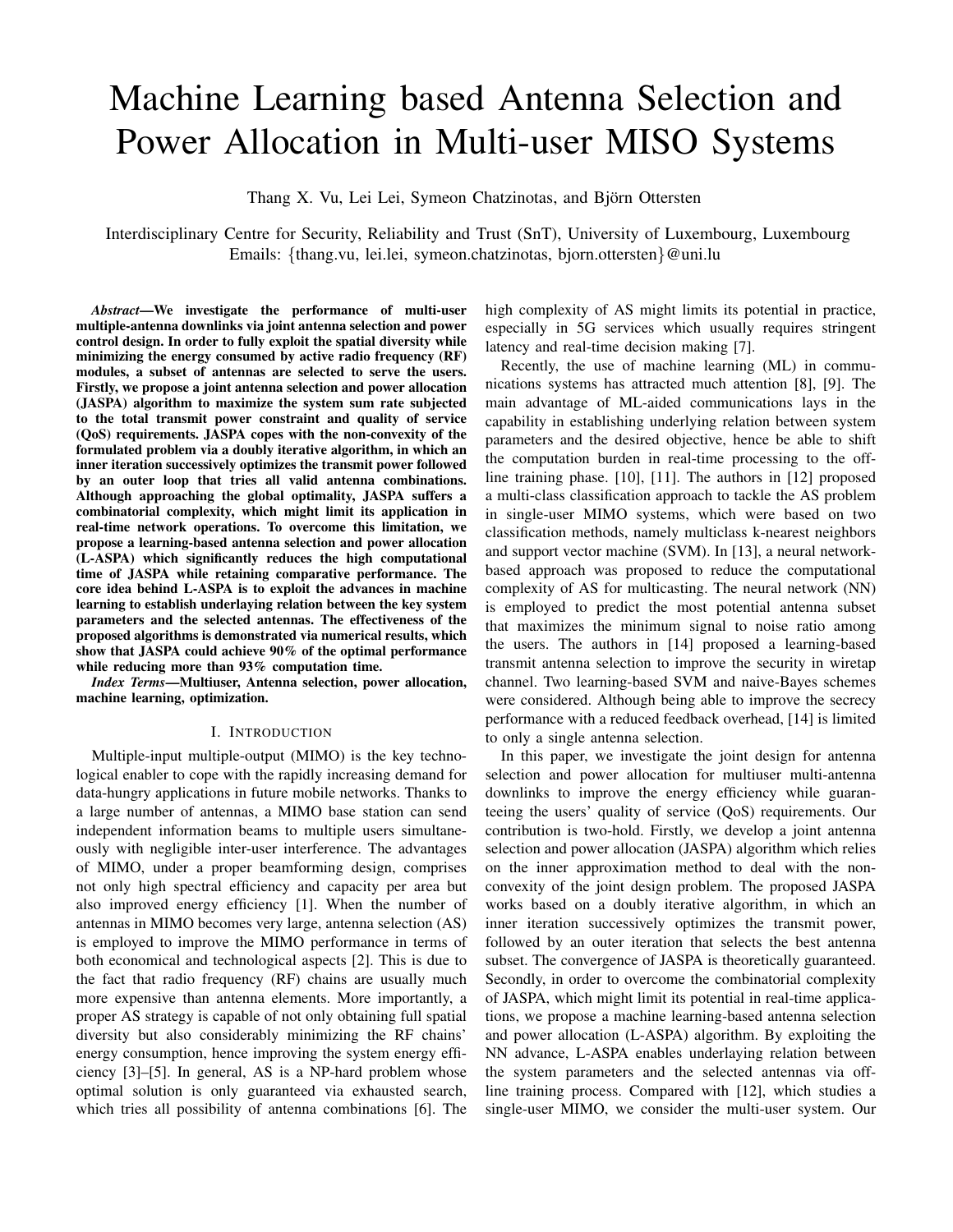# Machine Learning based Antenna Selection and Power Allocation in Multi-user MISO Systems

Thang X. Vu, Lei Lei, Symeon Chatzinotas, and Björn Ottersten

Interdisciplinary Centre for Security, Reliability and Trust (SnT), University of Luxembourg, Luxembourg
Emails: {thang.vu, lei.lei, symeon.chatzinotas, bjorn.ottersten}@uni.lu

***Abstract*—We investigate the performance of multi-user multiple-antenna downlinks via joint antenna selection and power control design. In order to fully exploit the spatial diversity while minimizing the energy consumed by active radio frequency (RF) modules, a subset of antennas are selected to serve the users. Firstly, we propose a joint antenna selection and power allocation (JASPA) algorithm to maximize the system sum rate subjected to the total transmit power constraint and quality of service (QoS) requirements. JASPA copes with the non-convexity of the formulated problem via a doubly iterative algorithm, in which an inner iteration successively optimizes the transmit power followed by an outer loop that tries all valid antenna combinations. Although approaching the global optimality, JASPA suffers a combinatorial complexity, which might limit its application in real-time network operations. To overcome this limitation, we propose a learning-based antenna selection and power allocation (L-ASPA) which significantly reduces the high computational time of JASPA while retaining comparative performance. The core idea behind L-ASPA is to exploit the advances in machine learning to establish underlaying relation between the key system parameters and the selected antennas. The effectiveness of the proposed algorithms is demonstrated via numerical results, which show that JASPA could achieve 90% of the optimal performance while reducing more than 93% computation time.**

***Index Terms*—Multiuser, Antenna selection, power allocation, machine learning, optimization.**

## I. Introduction

Multiple-input multiple-output (MIMO) is the key technological enabler to cope with the rapidly increasing demand for data-hungry applications in future mobile networks. Thanks to a large number of antennas, a MIMO base station can send independent information beams to multiple users simultaneously with negligible inter-user interference. The advantages of MIMO, under a proper beamforming design, comprises not only high spectral efficiency and capacity per area but also improved energy efficiency [1]. When the number of antennas in MIMO becomes very large, antenna selection (AS) is employed to improve the MIMO performance in terms of both economical and technological aspects [2]. This is due to the fact that radio frequency (RF) chains are usually much more expensive than antenna elements. More importantly, a proper AS strategy is capable of not only obtaining full spatial diversity but also considerably minimizing the RF chains' energy consumption, hence improving the system energy efficiency [3]–[5]. In general, AS is a NP-hard problem whose optimal solution is only guaranteed via exhausted search, which tries all possibility of antenna combinations [6]. The high complexity of AS might limits its potential in practice, especially in 5G services which usually requires stringent latency and real-time decision making [7].

Recently, the use of machine learning (ML) in communications systems has attracted much attention [8], [9]. The main advantage of ML-aided communications lays in the capability in establishing underlying relation between system parameters and the desired objective, hence be able to shift the computation burden in real-time processing to the offline training phase. [10], [11]. The authors in [12] proposed a multi-class classification approach to tackle the AS problem in single-user MIMO systems, which were based on two classification methods, namely multiclass k-nearest neighbors and support vector machine (SVM). In [13], a neural network-based approach was proposed to reduce the computational complexity of AS for multicasting. The neural network (NN) is employed to predict the most potential antenna subset that maximizes the minimum signal to noise ratio among the users. The authors in [14] proposed a learning-based transmit antenna selection to improve the security in wiretap channel. Two learning-based SVM and naive-Bayes schemes were considered. Although being able to improve the secrecy performance with a reduced feedback overhead, [14] is limited to only a single antenna selection.

In this paper, we investigate the joint design for antenna selection and power allocation for multiuser multi-antenna downlinks to improve the energy efficiency while guaranteeing the users' quality of service (QoS) requirements. Our contribution is two-hold. Firstly, we develop a joint antenna selection and power allocation (JASPA) algorithm which relies on the inner approximation method to deal with the non-convexity of the joint design problem. The proposed JASPA works based on a doubly iterative algorithm, in which an inner iteration successively optimizes the transmit power, followed by an outer iteration that selects the best antenna subset. The convergence of JASPA is theoretically guaranteed. Secondly, in order to overcome the combinatorial complexity of JASPA, which might limit its potential in real-time applications, we propose a machine learning-based antenna selection and power allocation (L-ASPA) algorithm. By exploiting the NN advance, L-ASPA enables underlaying relation between the system parameters and the selected antennas via off-line training process. Compared with [12], which studies a single-user MIMO, we consider the multi-user system. Our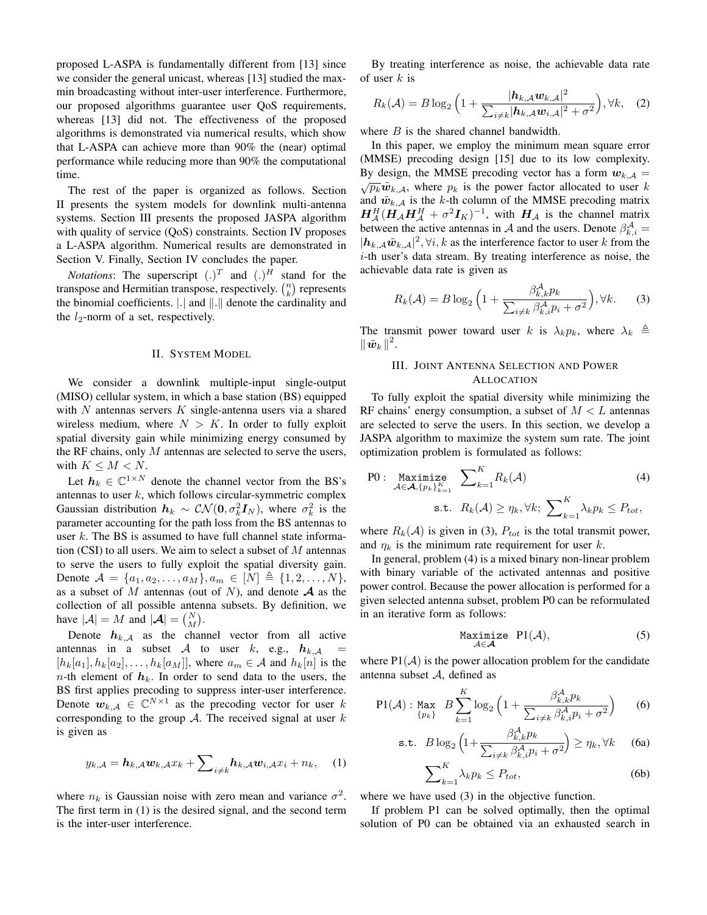proposed L-ASPA is fundamentally different from [13] since we consider the general unicast, whereas [13] studied the max-min broadcasting without inter-user interference. Furthermore, our proposed algorithms guarantee user QoS requirements, whereas [13] did not. The effectiveness of the proposed algorithms is demonstrated via numerical results, which show that L-ASPA can achieve more than 90% the (near) optimal performance while reducing more than 90% the computational time.

The rest of the paper is organized as follows. Section II presents the system models for downlink multi-antenna systems. Section III presents the proposed JASPA algorithm with quality of service (QoS) constraints. Section IV proposes a L-ASPA algorithm. Numerical results are demonstrated in Section V. Finally, Section IV concludes the paper.

*Notations*: The superscript $(.)^T$ and $(.)^H$ stand for the transpose and Hermitian transpose, respectively. $\binom{n}{k}$ represents the binomial coefficients. $|.|$ and $\|.\|$ denote the cardinality and the $l_2$-norm of a set, respectively.

## II. System Model

We consider a downlink multiple-input single-output (MISO) cellular system, in which a base station (BS) equipped with $N$ antennas servers $K$ single-antenna users via a shared wireless medium, where $N > K$. In order to fully exploit spatial diversity gain while minimizing energy consumed by the RF chains, only $M$ antennas are selected to serve the users, with $K \le M < N$.

Let $\boldsymbol{h}_k \in \mathbb{C}^{1\times N}$ denote the channel vector from the BS's antennas to user $k$, which follows circular-symmetric complex Gaussian distribution $\boldsymbol{h}_k \sim \mathcal{CN}(\boldsymbol{0}, \sigma_k^2 \boldsymbol{I}_N)$, where $\sigma_k^2$ is the parameter accounting for the path loss from the BS antennas to user $k$. The BS is assumed to have full channel state information (CSI) to all users. We aim to select a subset of $M$ antennas to serve the users to fully exploit the spatial diversity gain. Denote $\mathcal{A} = \{a_1, a_2, \dots, a_M\}, a_m \in [N] \triangleq \{1, 2, \dots, N\}$, as a subset of $M$ antennas (out of $N$), and denote $\boldsymbol{\mathcal{A}}$ as the collection of all possible antenna subsets. By definition, we have $|\mathcal{A}| = M$ and $|\boldsymbol{\mathcal{A}}| = \binom{N}{M}$.

Denote $\boldsymbol{h}_{k,\mathcal{A}}$ as the channel vector from all active antennas in a subset $\mathcal{A}$ to user $k$, e.g., $\boldsymbol{h}_{k,\mathcal{A}} = [h_k[a_1], h_k[a_2], \dots, h_k[a_M]]$, where $a_m \in \mathcal{A}$ and $h_k[n]$ is the $n$-th element of $\boldsymbol{h}_k$. In order to send data to the users, the BS first applies precoding to suppress inter-user interference. Denote $\boldsymbol{w}_{k,\mathcal{A}} \in \mathbb{C}^{N\times 1}$ as the precoding vector for user $k$ corresponding to the group $\mathcal{A}$. The received signal at user $k$ is given as

$$y_{k,\mathcal{A}} = \boldsymbol{h}_{k,\mathcal{A}} \boldsymbol{w}_{k,\mathcal{A}} x_k + \sum\nolimits_{i\neq k} \boldsymbol{h}_{k,\mathcal{A}} \boldsymbol{w}_{i,\mathcal{A}} x_i + n_k, \quad (1)$$

where $n_k$ is Gaussian noise with zero mean and variance $\sigma^2$. The first term in (1) is the desired signal, and the second term is the inter-user interference.

By treating interference as noise, the achievable data rate of user $k$ is

$$R_k(\mathcal{A}) = B\log_2\Big(1 + \frac{|\boldsymbol{h}_{k,\mathcal{A}}\boldsymbol{w}_{k,\mathcal{A}}|^2}{\sum_{i\neq k}|\boldsymbol{h}_{k,\mathcal{A}}\boldsymbol{w}_{i,\mathcal{A}}|^2 + \sigma^2}\Big), \forall k, \quad (2)$$

where $B$ is the shared channel bandwidth.

In this paper, we employ the minimum mean square error (MMSE) precoding design [15] due to its low complexity. By design, the MMSE precoding vector has a form $\boldsymbol{w}_{k,\mathcal{A}} = \sqrt{p_k}\tilde{\boldsymbol{w}}_{k,\mathcal{A}}$, where $p_k$ is the power factor allocated to user $k$ and $\tilde{\boldsymbol{w}}_{k,\mathcal{A}}$ is the $k$-th column of the MMSE precoding matrix $\boldsymbol{H}_{\mathcal{A}}^H(\boldsymbol{H}_{\mathcal{A}}\boldsymbol{H}_{\mathcal{A}}^H + \sigma^2\boldsymbol{I}_K)^{-1}$, with $\boldsymbol{H}_{\mathcal{A}}$ is the channel matrix between the active antennas in $\mathcal{A}$ and the users. Denote $\beta_{k,i}^{\mathcal{A}} = |\boldsymbol{h}_{k,\mathcal{A}}\tilde{\boldsymbol{w}}_{k,\mathcal{A}}|^2, \forall i, k$ as the interference factor to user $k$ from the $i$-th user's data stream. By treating interference as noise, the achievable data rate is given as

$$R_k(\mathcal{A}) = B\log_2\Big(1 + \frac{\beta_{k,k}^{\mathcal{A}} p_k}{\sum_{i\neq k}\beta_{k,i}^{\mathcal{A}} p_i + \sigma^2}\Big), \forall k. \quad (3)$$

The transmit power toward user $k$ is $\lambda_k p_k$, where $\lambda_k \triangleq \|\tilde{\boldsymbol{w}}_k\|^2$.

## III. Joint Antenna Selection and Power Allocation

To fully exploit the spatial diversity while minimizing the RF chains' energy consumption, a subset of $M < L$ antennas are selected to serve the users. In this section, we develop a JASPA algorithm to maximize the system sum rate. The joint optimization problem is formulated as follows:

$$\text{P0}: \underset{\mathcal{A}\in\boldsymbol{\mathcal{A}}, \{p_k\}_{k=1}^K}{\texttt{Maximize}} \ \sum\nolimits_{k=1}^K R_k(\mathcal{A}) \quad (4)$$
$$\texttt{s.t.} \ \ R_k(\mathcal{A}) \ge \eta_k, \forall k; \ \sum\nolimits_{k=1}^K \lambda_k p_k \le P_{tot},$$

where $R_k(\mathcal{A})$ is given in (3), $P_{tot}$ is the total transmit power, and $\eta_k$ is the minimum rate requirement for user $k$.

In general, problem (4) is a mixed binary non-linear problem with binary variable of the activated antennas and positive power control. Because the power allocation is performed for a given selected antenna subset, problem P0 can be reformulated in an iterative form as follows:

$$\underset{\mathcal{A}\in\boldsymbol{\mathcal{A}}}{\texttt{Maximize}} \ \ \text{P1}(\mathcal{A}), \quad (5)$$

where $\text{P1}(\mathcal{A})$ is the power allocation problem for the candidate antenna subset $\mathcal{A}$, defined as

$$\text{P1}(\mathcal{A}): \underset{\{p_k\}}{\texttt{Max}} \ \ B\sum_{k=1}^K \log_2\Big(1 + \frac{\beta_{k,k}^{\mathcal{A}} p_k}{\sum_{i\neq k}\beta_{k,i}^{\mathcal{A}} p_i + \sigma^2}\Big) \quad (6)$$

$$\texttt{s.t.} \ \ B\log_2\Big(1 + \frac{\beta_{k,k}^{\mathcal{A}} p_k}{\sum_{i\neq k}\beta_{k,i}^{\mathcal{A}} p_i + \sigma^2}\Big) \ge \eta_k, \forall k \quad (6a)$$

$$\sum\nolimits_{k=1}^K \lambda_k p_k \le P_{tot}, \quad (6b)$$

where we have used (3) in the objective function.

If problem P1 can be solved optimally, then the optimal solution of P0 can be obtained via an exhausted search in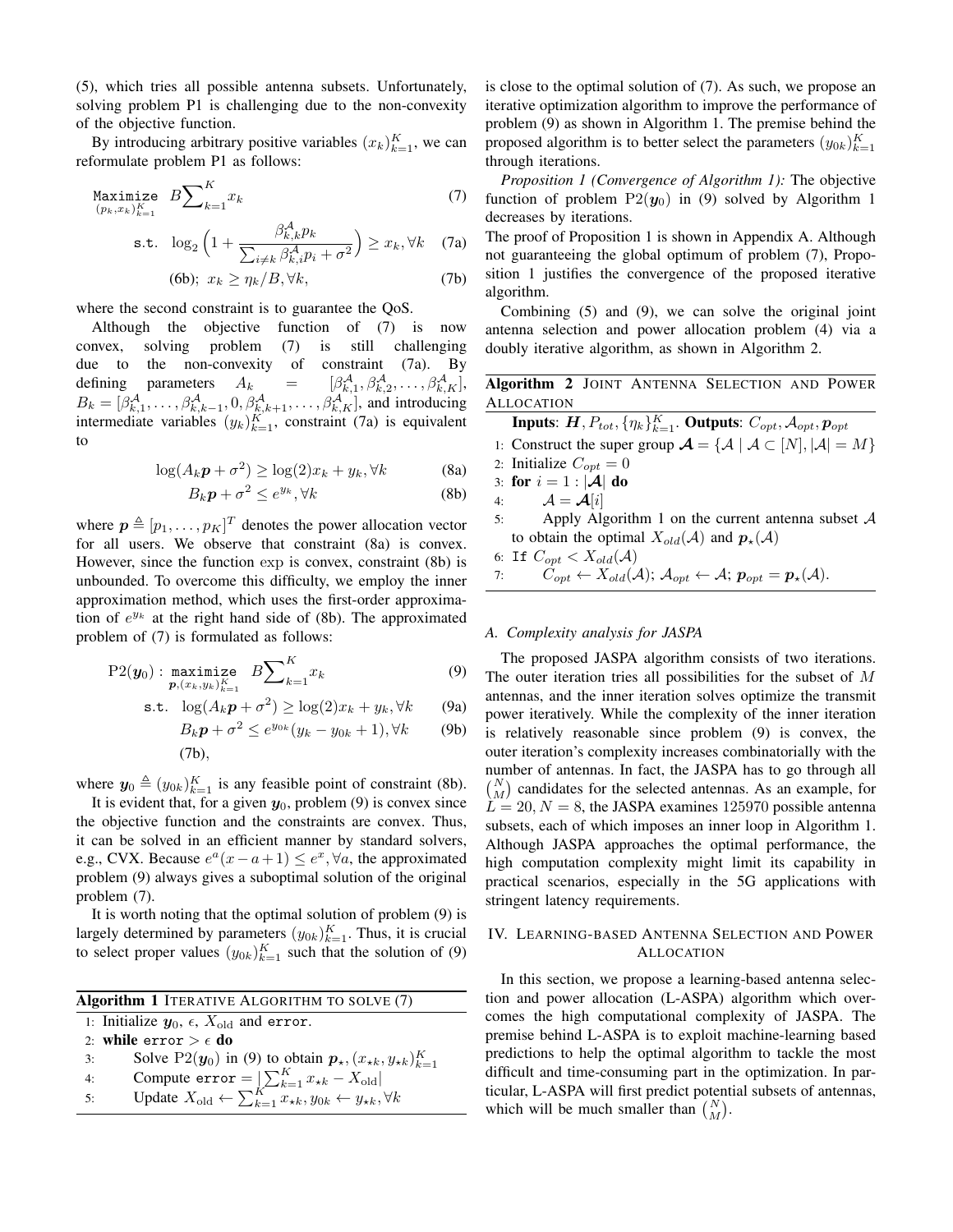(5), which tries all possible antenna subsets. Unfortunately, solving problem P1 is challenging due to the non-convexity of the objective function.

By introducing arbitrary positive variables $(x_k)_{k=1}^K$, we can reformulate problem P1 as follows:

$$\underset{(p_k,x_k)_{k=1}^K}{\texttt{Maximize}} \;\; B\sum_{k=1}^{K} x_k \tag{7}$$

$$\texttt{s.t.} \;\; \log_2\Big(1+\frac{\beta_{k,k}^{\mathcal{A}} p_k}{\sum_{i\neq k}\beta_{k,i}^{\mathcal{A}} p_i + \sigma^2}\Big) \geq x_k, \forall k \tag{7a}$$

$$\text{(6b)}; \; x_k \geq \eta_k / B, \forall k, \tag{7b}$$

where the second constraint is to guarantee the QoS.

Although the objective function of (7) is now convex, solving problem (7) is still challenging due to the non-convexity of constraint (7a). By defining parameters $A_k = [\beta_{k,1}^{\mathcal{A}}, \beta_{k,2}^{\mathcal{A}}, \ldots, \beta_{k,K}^{\mathcal{A}}]$, $B_k = [\beta_{k,1}^{\mathcal{A}}, \ldots, \beta_{k,k-1}^{\mathcal{A}}, 0, \beta_{k,k+1}^{\mathcal{A}}, \ldots, \beta_{k,K}^{\mathcal{A}}]$, and introducing intermediate variables $(y_k)_{k=1}^K$, constraint (7a) is equivalent to

$$\log(A_k \boldsymbol{p} + \sigma^2) \geq \log(2) x_k + y_k, \forall k \tag{8a}$$

$$B_k \boldsymbol{p} + \sigma^2 \leq e^{y_k}, \forall k \tag{8b}$$

where $\boldsymbol{p} \triangleq [p_1, \ldots, p_K]^T$ denotes the power allocation vector for all users. We observe that constraint (8a) is convex. However, since the function $\exp$ is convex, constraint (8b) is unbounded. To overcome this difficulty, we employ the inner approximation method, which uses the first-order approximation of $e^{y_k}$ at the right hand side of (8b). The approximated problem of (7) is formulated as follows:

$$\mathrm{P2}(\boldsymbol{y}_0): \underset{\boldsymbol{p},(x_k,y_k)_{k=1}^K}{\texttt{maximize}} \;\; B\sum_{k=1}^{K} x_k \tag{9}$$

$$\texttt{s.t.} \;\; \log(A_k \boldsymbol{p} + \sigma^2) \geq \log(2) x_k + y_k, \forall k \tag{9a}$$

$$B_k \boldsymbol{p} + \sigma^2 \leq e^{y_{0k}}(y_k - y_{0k} + 1), \forall k \tag{9b}$$

$$\text{(7b)},$$

where $\boldsymbol{y}_0 \triangleq (y_{0k})_{k=1}^K$ is any feasible point of constraint (8b).

It is evident that, for a given $\boldsymbol{y}_0$, problem (9) is convex since the objective function and the constraints are convex. Thus, it can be solved in an efficient manner by standard solvers, e.g., CVX. Because $e^a(x - a + 1) \leq e^x, \forall a$, the approximated problem (9) always gives a suboptimal solution of the original problem (7).

It is worth noting that the optimal solution of problem (9) is largely determined by parameters $(y_{0k})_{k=1}^K$. Thus, it is crucial to select proper values $(y_{0k})_{k=1}^K$ such that the solution of (9) is close to the optimal solution of (7). As such, we propose an iterative optimization algorithm to improve the performance of problem (9) as shown in Algorithm 1. The premise behind the proposed algorithm is to better select the parameters $(y_{0k})_{k=1}^K$ through iterations.

**Algorithm 1** ITERATIVE ALGORITHM TO SOLVE (7)

```
1: Initialize y_0, ε, X_old and error.
2: while error > ε do
3:     Solve P2(y_0) in (9) to obtain p_⋆, (x_⋆k, y_⋆k)_{k=1}^K
4:     Compute error = |Σ_{k=1}^K x_⋆k − X_old|
5:     Update X_old ← Σ_{k=1}^K x_⋆k, y_0k ← y_⋆k, ∀k
```

*Proposition 1 (Convergence of Algorithm 1):* The objective function of problem $\mathrm{P2}(\boldsymbol{y}_0)$ in (9) solved by Algorithm 1 decreases by iterations.

The proof of Proposition 1 is shown in Appendix A. Although not guaranteeing the global optimum of problem (7), Proposition 1 justifies the convergence of the proposed iterative algorithm.

Combining (5) and (9), we can solve the original joint antenna selection and power allocation problem (4) via a doubly iterative algorithm, as shown in Algorithm 2.

**Algorithm 2** JOINT ANTENNA SELECTION AND POWER ALLOCATION

**Inputs**: $\boldsymbol{H}, P_{tot}, \{\eta_k\}_{k=1}^K$. **Outputs**: $C_{opt}, \mathcal{A}_{opt}, \boldsymbol{p}_{opt}$

```
1: Construct the super group 𝓐 = {A | A ⊂ [N], |A| = M}
2: Initialize C_opt = 0
3: for i = 1 : |𝓐| do
4:     A = 𝓐[i]
5:     Apply Algorithm 1 on the current antenna subset A
       to obtain the optimal X_old(A) and p_⋆(A)
6: If C_opt < X_old(A)
7:     C_opt ← X_old(A); A_opt ← A; p_opt = p_⋆(A).
```

### A. Complexity analysis for JASPA

The proposed JASPA algorithm consists of two iterations. The outer iteration tries all possibilities for the subset of $M$ antennas, and the inner iteration solves optimize the transmit power iteratively. While the complexity of the inner iteration is relatively reasonable since problem (9) is convex, the outer iteration's complexity increases combinatorially with the number of antennas. In fact, the JASPA has to go through all $\binom{N}{M}$ candidates for the selected antennas. As an example, for $L = 20, N = 8$, the JASPA examines 125970 possible antenna subsets, each of which imposes an inner loop in Algorithm 1. Although JASPA approaches the optimal performance, the high computation complexity might limit its capability in practical scenarios, especially in the 5G applications with stringent latency requirements.

## IV. LEARNING-BASED ANTENNA SELECTION AND POWER ALLOCATION

In this section, we propose a learning-based antenna selection and power allocation (L-ASPA) algorithm which overcomes the high computational complexity of JASPA. The premise behind L-ASPA is to exploit machine-learning based predictions to help the optimal algorithm to tackle the most difficult and time-consuming part in the optimization. In particular, L-ASPA will first predict potential subsets of antennas, which will be much smaller than $\binom{N}{M}$.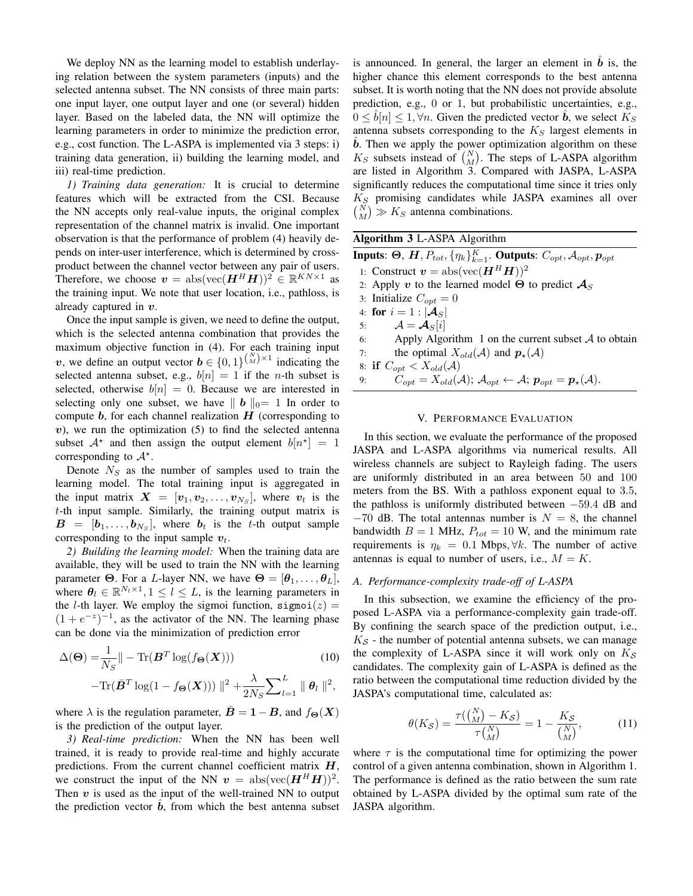We deploy NN as the learning model to establish underlaying relation between the system parameters (inputs) and the selected antenna subset. The NN consists of three main parts: one input layer, one output layer and one (or several) hidden layer. Based on the labeled data, the NN will optimize the learning parameters in order to minimize the prediction error, e.g., cost function. The L-ASPA is implemented via 3 steps: i) training data generation, ii) building the learning model, and iii) real-time prediction.

*1) Training data generation:* It is crucial to determine features which will be extracted from the CSI. Because the NN accepts only real-value inputs, the original complex representation of the channel matrix is invalid. One important observation is that the performance of problem (4) heavily depends on inter-user interference, which is determined by cross-product between the channel vector between any pair of users. Therefore, we choose $\boldsymbol{v} = \text{abs}(\text{vec}(\boldsymbol{H}^H \boldsymbol{H}))^2 \in \mathbb{R}^{KN \times 1}$ as the training input. We note that user location, i.e., pathloss, is already captured in $\boldsymbol{v}$.

Once the input sample is given, we need to define the output, which is the selected antenna combination that provides the maximum objective function in (4). For each training input $\boldsymbol{v}$, we define an output vector $\boldsymbol{b} \in \{0,1\}^{\binom{N}{M} \times 1}$ indicating the selected antenna subset, e.g., $b[n] = 1$ if the $n$-th subset is selected, otherwise $b[n] = 0$. Because we are interested in selecting only one subset, we have $\| \boldsymbol{b} \|_0 = 1$ In order to compute $\boldsymbol{b}$, for each channel realization $\boldsymbol{H}$ (corresponding to $\boldsymbol{v}$), we run the optimization (5) to find the selected antenna subset $\mathcal{A}^\star$ and then assign the output element $b[n^\star] = 1$ corresponding to $\mathcal{A}^\star$.

Denote $N_S$ as the number of samples used to train the learning model. The total training input is aggregated in the input matrix $\boldsymbol{X} = [\boldsymbol{v}_1, \boldsymbol{v}_2, \ldots, \boldsymbol{v}_{N_S}]$, where $\boldsymbol{v}_t$ is the $t$-th input sample. Similarly, the training output matrix is $\boldsymbol{B} = [\boldsymbol{b}_1, \ldots, \boldsymbol{b}_{N_S}]$, where $\boldsymbol{b}_t$ is the $t$-th output sample corresponding to the input sample $\boldsymbol{v}_t$.

*2) Building the learning model:* When the training data are available, they will be used to train the NN with the learning parameter $\boldsymbol{\Theta}$. For a $L$-layer NN, we have $\boldsymbol{\Theta} = [\boldsymbol{\theta}_1, \ldots, \boldsymbol{\theta}_L]$, where $\boldsymbol{\theta}_l \in \mathbb{R}^{N_l \times 1}, 1 \leq l \leq L$, is the learning parameters in the $l$-th layer. We employ the sigmoi function, $\texttt{sigmoi}(z) = (1 + e^{-z})^{-1}$, as the activator of the NN. The learning phase can be done via the minimization of prediction error

$$
\begin{aligned}
\Delta(\boldsymbol{\Theta}) =& \frac{1}{N_S} \| - \text{Tr}(\boldsymbol{B}^T \log(f_{\boldsymbol{\Theta}}(\boldsymbol{X}))) \\
&- \text{Tr}(\bar{\boldsymbol{B}}^T \log(1 - f_{\boldsymbol{\Theta}}(\boldsymbol{X}))) \|^2 + \frac{\lambda}{2N_S} \sum_{l=1}^{L} \| \boldsymbol{\theta}_l \|^2,
\end{aligned} \tag{10}
$$

where $\lambda$ is the regulation parameter, $\bar{\boldsymbol{B}} = \boldsymbol{1} - \boldsymbol{B}$, and $f_{\boldsymbol{\Theta}}(\boldsymbol{X})$ is the prediction of the output layer.

*3) Real-time prediction:* When the NN has been well trained, it is ready to provide real-time and highly accurate predictions. From the current channel coefficient matrix $\boldsymbol{H}$, we construct the input of the NN $\boldsymbol{v} = \text{abs}(\text{vec}(\boldsymbol{H}^H \boldsymbol{H}))^2$. Then $\boldsymbol{v}$ is used as the input of the well-trained NN to output the prediction vector $\hat{\boldsymbol{b}}$, from which the best antenna subset is announced. In general, the larger an element in $\hat{\boldsymbol{b}}$ is, the higher chance this element corresponds to the best antenna subset. It is worth noting that the NN does not provide absolute prediction, e.g., 0 or 1, but probabilistic uncertainties, e.g., $0 \leq \hat{b}[n] \leq 1, \forall n$. Given the predicted vector $\hat{\boldsymbol{b}}$, we select $K_S$ antenna subsets corresponding to the $K_S$ largest elements in $\hat{\boldsymbol{b}}$. Then we apply the power optimization algorithm on these $K_S$ subsets instead of $\binom{N}{M}$. The steps of L-ASPA algorithm are listed in Algorithm 3. Compared with JASPA, L-ASPA significantly reduces the computational time since it tries only $K_S$ promising candidates while JASPA examines all over $\binom{N}{M} \gg K_S$ antenna combinations.

**Algorithm 3** L-ASPA Algorithm

**Inputs**: $\boldsymbol{\Theta}$, $\boldsymbol{H}, P_{tot}, \{\eta_k\}_{k=1}^K$. **Outputs**: $C_{opt}, \mathcal{A}_{opt}, \boldsymbol{p}_{opt}$

1: Construct $\boldsymbol{v} = \text{abs}(\text{vec}(\boldsymbol{H}^H \boldsymbol{H}))^2$
2: Apply $\boldsymbol{v}$ to the learned model $\boldsymbol{\Theta}$ to predict $\boldsymbol{\mathcal{A}}_S$
3: Initialize $C_{opt} = 0$
4: **for** $i = 1 : |\boldsymbol{\mathcal{A}}_S|$
5: $\quad$ $\mathcal{A} = \boldsymbol{\mathcal{A}}_S[i]$
6: $\quad$ Apply Algorithm 1 on the current subset $\mathcal{A}$ to obtain
7: $\quad$ the optimal $X_{old}(\mathcal{A})$ and $\boldsymbol{p}_\star(\mathcal{A})$
8: **if** $C_{opt} < X_{old}(\mathcal{A})$
9: $\quad$ $C_{opt} = X_{old}(\mathcal{A})$; $\mathcal{A}_{opt} \leftarrow \mathcal{A}$; $\boldsymbol{p}_{opt} = \boldsymbol{p}_\star(\mathcal{A})$.

## V. Performance Evaluation

In this section, we evaluate the performance of the proposed JASPA and L-ASPA algorithms via numerical results. All wireless channels are subject to Rayleigh fading. The users are uniformly distributed in an area between 50 and 100 meters from the BS. With a pathloss exponent equal to 3.5, the pathloss is uniformly distributed between $-59.4$ dB and $-70$ dB. The total antennas number is $N = 8$, the channel bandwidth $B = 1$ MHz, $P_{tot} = 10$ W, and the minimum rate requirements is $\eta_k = 0.1$ Mbps$, \forall k$. The number of active antennas is equal to number of users, i.e., $M = K$.

### A. Performance-complexity trade-off of L-ASPA

In this subsection, we examine the efficiency of the proposed L-ASPA via a performance-complexity gain trade-off. By confining the search space of the prediction output, i.e., $K_{\mathcal{S}}$ - the number of potential antenna subsets, we can manage the complexity of L-ASPA since it will work only on $K_{\mathcal{S}}$ candidates. The complexity gain of L-ASPA is defined as the ratio between the computational time reduction divided by the JASPA's computational time, calculated as:

$$
\theta(K_{\mathcal{S}}) = \frac{\tau(\binom{N}{M} - K_{\mathcal{S}})}{\tau \binom{N}{M}} = 1 - \frac{K_{\mathcal{S}}}{\binom{N}{M}}, \tag{11}
$$

where $\tau$ is the computational time for optimizing the power control of a given antenna combination, shown in Algorithm 1. The performance is defined as the ratio between the sum rate obtained by L-ASPA divided by the optimal sum rate of the JASPA algorithm.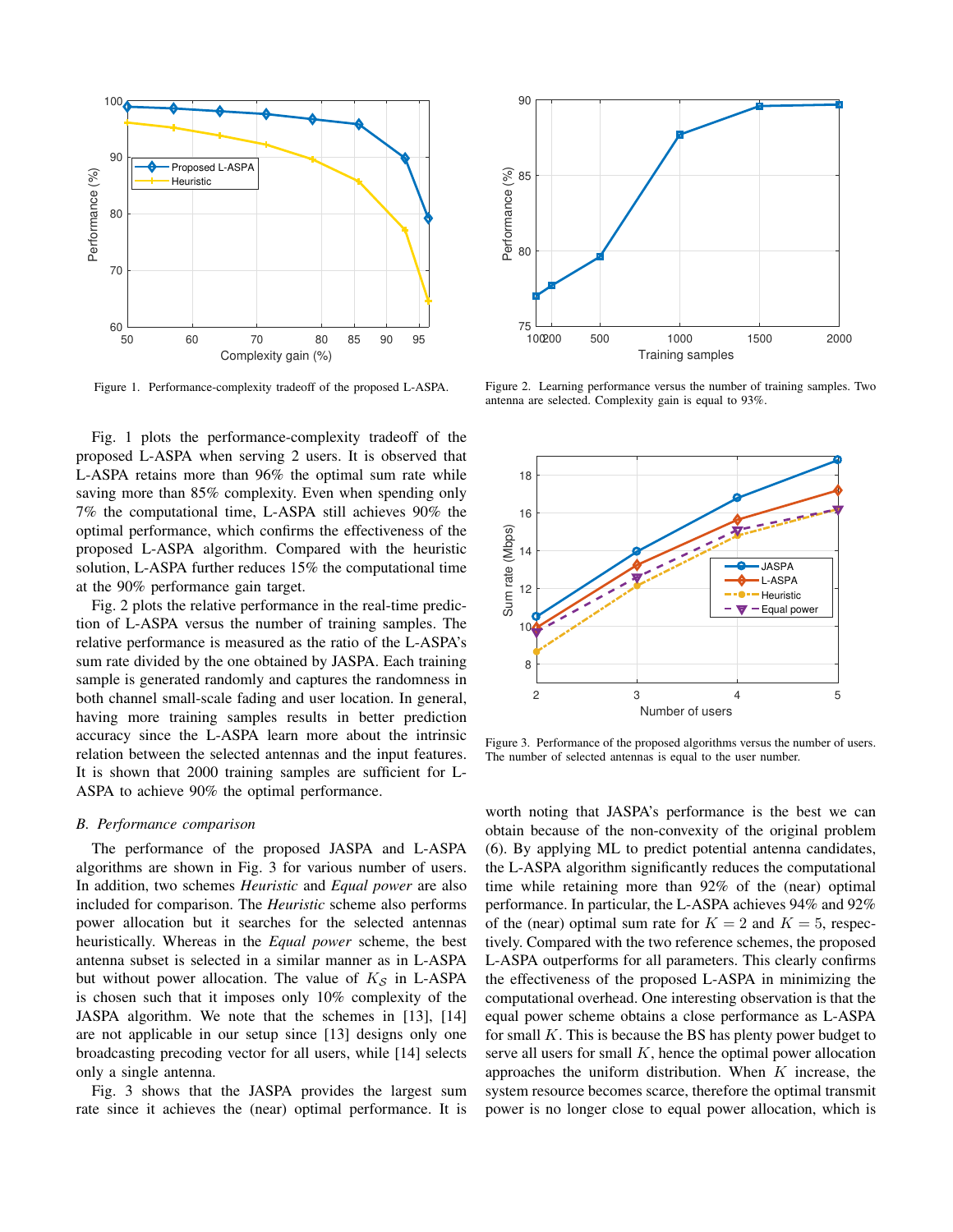Figure 1. Performance-complexity tradeoff of the proposed L-ASPA.

Figure 2. Learning performance versus the number of training samples. Two antenna are selected. Complexity gain is equal to 93%.

Fig. 1 plots the performance-complexity tradeoff of the proposed L-ASPA when serving 2 users. It is observed that L-ASPA retains more than 96% the optimal sum rate while saving more than 85% complexity. Even when spending only 7% the computational time, L-ASPA still achieves 90% the optimal performance, which confirms the effectiveness of the proposed L-ASPA algorithm. Compared with the heuristic solution, L-ASPA further reduces 15% the computational time at the 90% performance gain target.

Fig. 2 plots the relative performance in the real-time prediction of L-ASPA versus the number of training samples. The relative performance is measured as the ratio of the L-ASPA's sum rate divided by the one obtained by JASPA. Each training sample is generated randomly and captures the randomness in both channel small-scale fading and user location. In general, having more training samples results in better prediction accuracy since the L-ASPA learn more about the intrinsic relation between the selected antennas and the input features. It is shown that 2000 training samples are sufficient for L-ASPA to achieve 90% the optimal performance.

### B. Performance comparison

The performance of the proposed JASPA and L-ASPA algorithms are shown in Fig. 3 for various number of users. In addition, two schemes *Heuristic* and *Equal power* are also included for comparison. The *Heuristic* scheme also performs power allocation but it searches for the selected antennas heuristically. Whereas in the *Equal power* scheme, the best antenna subset is selected in a similar manner as in L-ASPA but without power allocation. The value of $K_S$ in L-ASPA is chosen such that it imposes only 10% complexity of the JASPA algorithm. We note that the schemes in [13], [14] are not applicable in our setup since [13] designs only one broadcasting precoding vector for all users, while [14] selects only a single antenna.

Fig. 3 shows that the JASPA provides the largest sum rate since it achieves the (near) optimal performance. It is worth noting that JASPA's performance is the best we can obtain because of the non-convexity of the original problem (6). By applying ML to predict potential antenna candidates, the L-ASPA algorithm significantly reduces the computational time while retaining more than 92% of the (near) optimal performance. In particular, the L-ASPA achieves 94% and 92% of the (near) optimal sum rate for $K = 2$ and $K = 5$, respectively. Compared with the two reference schemes, the proposed L-ASPA outperforms for all parameters. This clearly confirms the effectiveness of the proposed L-ASPA in minimizing the computational overhead. One interesting observation is that the equal power scheme obtains a close performance as L-ASPA for small $K$. This is because the BS has plenty power budget to serve all users for small $K$, hence the optimal power allocation approaches the uniform distribution. When $K$ increase, the system resource becomes scarce, therefore the optimal transmit power is no longer close to equal power allocation, which is

Figure 3. Performance of the proposed algorithms versus the number of users. The number of selected antennas is equal to the user number.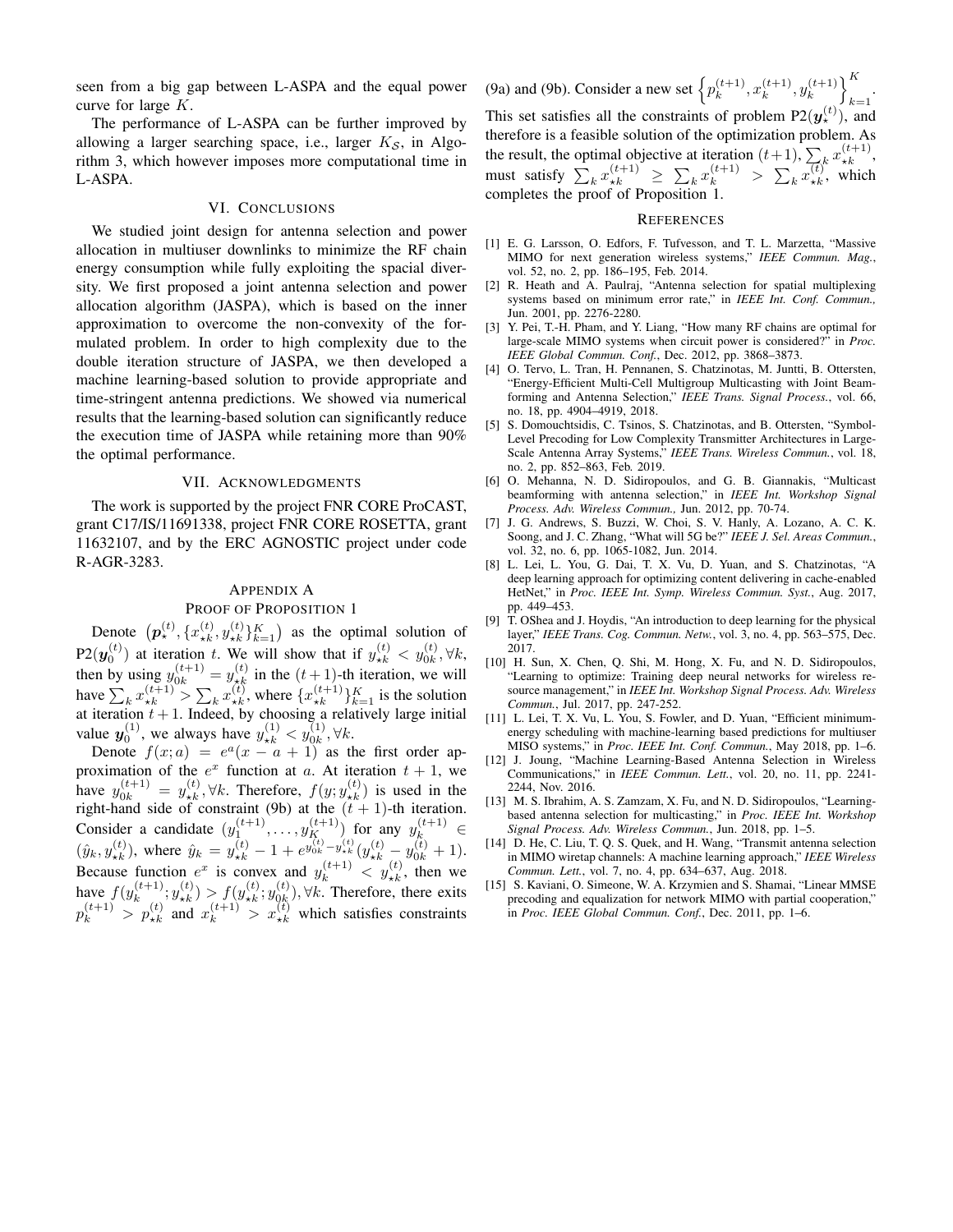seen from a big gap between L-ASPA and the equal power curve for large $K$.

The performance of L-ASPA can be further improved by allowing a larger searching space, i.e., larger $K_{\mathcal{S}}$, in Algorithm 3, which however imposes more computational time in L-ASPA.

## VI. Conclusions

We studied joint design for antenna selection and power allocation in multiuser downlinks to minimize the RF chain energy consumption while fully exploiting the spacial diversity. We first proposed a joint antenna selection and power allocation algorithm (JASPA), which is based on the inner approximation to overcome the non-convexity of the formulated problem. In order to high complexity due to the double iteration structure of JASPA, we then developed a machine learning-based solution to provide appropriate and time-stringent antenna predictions. We showed via numerical results that the learning-based solution can significantly reduce the execution time of JASPA while retaining more than 90% the optimal performance.

## VII. Acknowledgments

The work is supported by the project FNR CORE ProCAST, grant C17/IS/11691338, project FNR CORE ROSETTA, grant 11632107, and by the ERC AGNOSTIC project under code R-AGR-3283.

## Appendix A
## Proof of Proposition 1

Denote $\left(\boldsymbol{p}_{\star}^{(t)}, \{x_{\star k}^{(t)}, y_{\star k}^{(t)}\}_{k=1}^{K}\right)$ as the optimal solution of $\text{P2}(\boldsymbol{y}_0^{(t)})$ at iteration $t$. We will show that if $y_{\star k}^{(t)} < y_{0k}^{(t)}, \forall k$, then by using $y_{0k}^{(t+1)} = y_{\star k}^{(t)}$ in the $(t+1)$-th iteration, we will have $\sum_k x_{\star k}^{(t+1)} > \sum_k x_{\star k}^{(t)}$, where $\{x_{\star k}^{(t+1)}\}_{k=1}^{K}$ is the solution at iteration $t+1$. Indeed, by choosing a relatively large initial value $\boldsymbol{y}_0^{(1)}$, we always have $y_{\star k}^{(1)} < y_{0k}^{(1)}, \forall k$.

Denote $f(x;a) = e^{a}(x - a + 1)$ as the first order approximation of the $e^x$ function at $a$. At iteration $t+1$, we have $y_{0k}^{(t+1)} = y_{\star k}^{(t)}, \forall k$. Therefore, $f(y; y_{\star k}^{(t)})$ is used in the right-hand side of constraint (9b) at the $(t+1)$-th iteration. Consider a candidate $(y_1^{(t+1)}, \ldots, y_K^{(t+1)})$ for any $y_k^{(t+1)} \in (\hat{y}_k, y_{\star k}^{(t)})$, where $\hat{y}_k = y_{\star k}^{(t)} - 1 + e^{y_{0k}^{(t)} - y_{\star k}^{(t)}}(y_{\star k}^{(t)} - y_{0k}^{(t)} + 1)$. Because function $e^x$ is convex and $y_k^{(t+1)} < y_{\star k}^{(t)}$, then we have $f(y_k^{(t+1)}; y_{\star k}^{(t)}) > f(y_{\star k}^{(t)}; y_{0k}^{(t)}), \forall k$. Therefore, there exits $p_k^{(t+1)} > p_{\star k}^{(t)}$ and $x_k^{(t+1)} > x_{\star k}^{(t)}$ which satisfies constraints (9a) and (9b). Consider a new set $\left\{p_k^{(t+1)}, x_k^{(t+1)}, y_k^{(t+1)}\right\}_{k=1}^{K}$. This set satisfies all the constraints of problem $\text{P2}(\boldsymbol{y}_{\star}^{(t)})$, and therefore is a feasible solution of the optimization problem. As the result, the optimal objective at iteration $(t+1)$, $\sum_k x_{\star k}^{(t+1)}$, must satisfy $\sum_k x_{\star k}^{(t+1)} \geq \sum_k x_k^{(t+1)} > \sum_k x_{\star k}^{(t)}$, which completes the proof of Proposition 1.

## References

[1] E. G. Larsson, O. Edfors, F. Tufvesson, and T. L. Marzetta, "Massive MIMO for next generation wireless systems," *IEEE Commun. Mag.*, vol. 52, no. 2, pp. 186–195, Feb. 2014.

[2] R. Heath and A. Paulraj, "Antenna selection for spatial multiplexing systems based on minimum error rate," in *IEEE Int. Conf. Commun.,* Jun. 2001, pp. 2276-2280.

[3] Y. Pei, T.-H. Pham, and Y. Liang, "How many RF chains are optimal for large-scale MIMO systems when circuit power is considered?" in *Proc. IEEE Global Commun. Conf.*, Dec. 2012, pp. 3868–3873.

[4] O. Tervo, L. Tran, H. Pennanen, S. Chatzinotas, M. Juntti, B. Ottersten, "Energy-Efficient Multi-Cell Multigroup Multicasting with Joint Beamforming and Antenna Selection," *IEEE Trans. Signal Process.*, vol. 66, no. 18, pp. 4904–4919, 2018.

[5] S. Domouchtsidis, C. Tsinos, S. Chatzinotas, and B. Ottersten, "Symbol-Level Precoding for Low Complexity Transmitter Architectures in Large-Scale Antenna Array Systems," *IEEE Trans. Wireless Commun.*, vol. 18, no. 2, pp. 852–863, Feb. 2019.

[6] O. Mehanna, N. D. Sidiropoulos, and G. B. Giannakis, "Multicast beamforming with antenna selection," in *IEEE Int. Workshop Signal Process. Adv. Wireless Commun.,* Jun. 2012, pp. 70-74.

[7] J. G. Andrews, S. Buzzi, W. Choi, S. V. Hanly, A. Lozano, A. C. K. Soong, and J. C. Zhang, "What will 5G be?" *IEEE J. Sel. Areas Commun.*, vol. 32, no. 6, pp. 1065-1082, Jun. 2014.

[8] L. Lei, L. You, G. Dai, T. X. Vu, D. Yuan, and S. Chatzinotas, "A deep learning approach for optimizing content delivering in cache-enabled HetNet," in *Proc. IEEE Int. Symp. Wireless Commun. Syst.*, Aug. 2017, pp. 449–453.

[9] T. OShea and J. Hoydis, "An introduction to deep learning for the physical layer," *IEEE Trans. Cog. Commun. Netw.*, vol. 3, no. 4, pp. 563–575, Dec. 2017.

[10] H. Sun, X. Chen, Q. Shi, M. Hong, X. Fu, and N. D. Sidiropoulos, "Learning to optimize: Training deep neural networks for wireless resource management," in *IEEE Int. Workshop Signal Process. Adv. Wireless Commun.*, Jul. 2017, pp. 247-252.

[11] L. Lei, T. X. Vu, L. You, S. Fowler, and D. Yuan, "Efficient minimum-energy scheduling with machine-learning based predictions for multiuser MISO systems," in *Proc. IEEE Int. Conf. Commun.*, May 2018, pp. 1–6.

[12] J. Joung, "Machine Learning-Based Antenna Selection in Wireless Communications," in *IEEE Commun. Lett.*, vol. 20, no. 11, pp. 2241-2244, Nov. 2016.

[13] M. S. Ibrahim, A. S. Zamzam, X. Fu, and N. D. Sidiropoulos, "Learning-based antenna selection for multicasting," in *Proc. IEEE Int. Workshop Signal Process. Adv. Wireless Commun.*, Jun. 2018, pp. 1–5.

[14] D. He, C. Liu, T. Q. S. Quek, and H. Wang, "Transmit antenna selection in MIMO wiretap channels: A machine learning approach," *IEEE Wireless Commun. Lett.*, vol. 7, no. 4, pp. 634–637, Aug. 2018.

[15] S. Kaviani, O. Simeone, W. A. Krzymien and S. Shamai, "Linear MMSE precoding and equalization for network MIMO with partial cooperation," in *Proc. IEEE Global Commun. Conf.*, Dec. 2011, pp. 1–6.